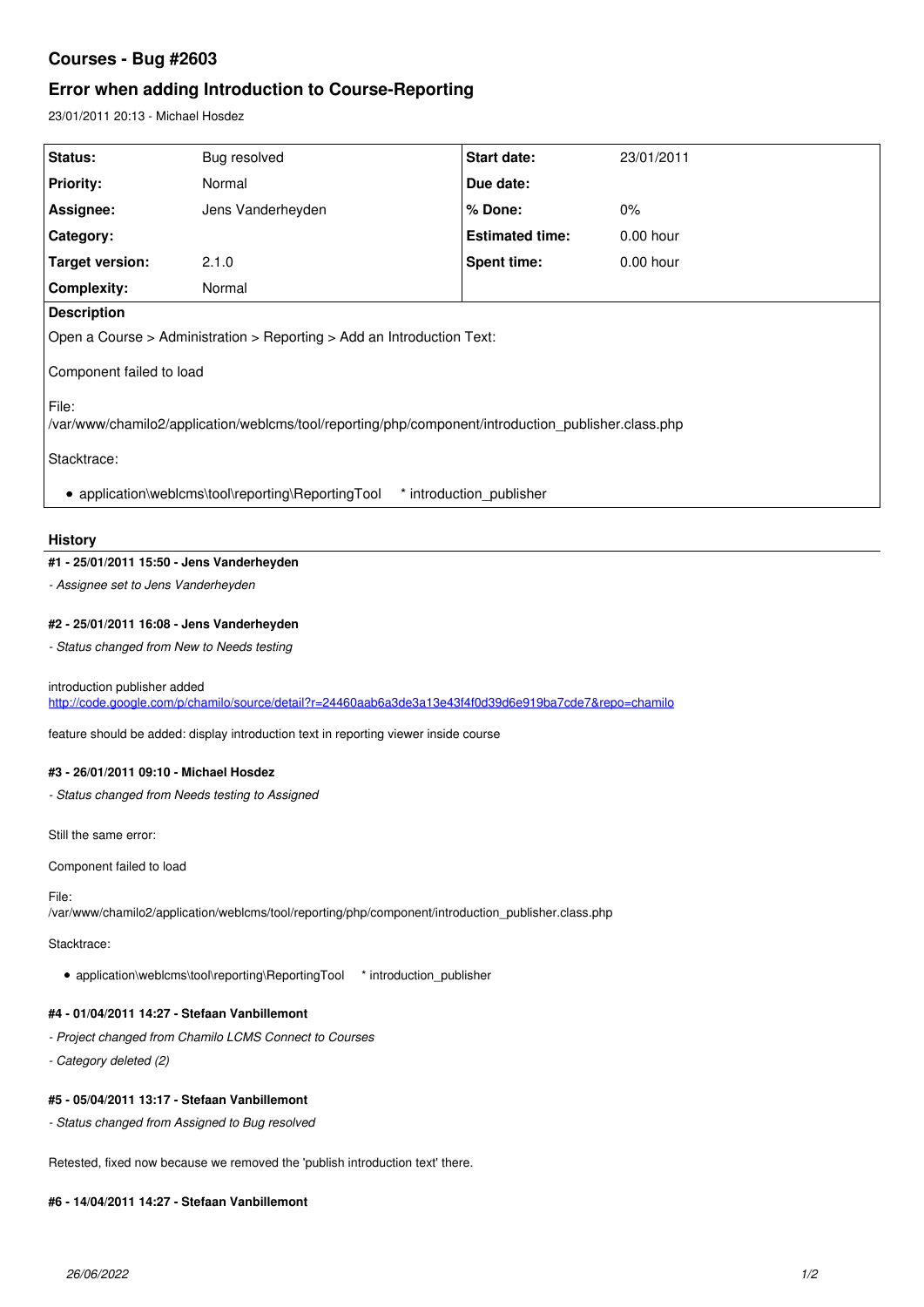# Courses - Bug #2603

## Error when adding Introduction to Course-Reporting

23/01/2011 20:13 - Michael Hosdez

| | | | |
|---|---|---|---|
| **Status:** | Bug resolved | **Start date:** | 23/01/2011 |
| **Priority:** | Normal | **Due date:** | |
| **Assignee:** | Jens Vanderheyden | **% Done:** | 0% |
| **Category:** | | **Estimated time:** | 0.00 hour |
| **Target version:** | 2.1.0 | **Spent time:** | 0.00 hour |
| **Complexity:** | Normal | | |

**Description**

Open a Course > Administration > Reporting > Add an Introduction Text:

Component failed to load

File:
/var/www/chamilo2/application/weblcms/tool/reporting/php/component/introduction_publisher.class.php

Stacktrace:

- application\weblcms\tool\reporting\ReportingTool * introduction_publisher

### History

#### #1 - 25/01/2011 15:50 - Jens Vanderheyden

*- Assignee set to Jens Vanderheyden*

#### #2 - 25/01/2011 16:08 - Jens Vanderheyden

*- Status changed from New to Needs testing*

introduction publisher added
http://code.google.com/p/chamilo/source/detail?r=24460aab6a3de3a13e43f4f0d39d6e919ba7cde7&repo=chamilo

feature should be added: display introduction text in reporting viewer inside course

#### #3 - 26/01/2011 09:10 - Michael Hosdez

*- Status changed from Needs testing to Assigned*

Still the same error:

Component failed to load

File:
/var/www/chamilo2/application/weblcms/tool/reporting/php/component/introduction_publisher.class.php

Stacktrace:

- application\weblcms\tool\reporting\ReportingTool * introduction_publisher

#### #4 - 01/04/2011 14:27 - Stefaan Vanbillemont

*- Project changed from Chamilo LCMS Connect to Courses*

*- Category deleted (2)*

#### #5 - 05/04/2011 13:17 - Stefaan Vanbillemont

*- Status changed from Assigned to Bug resolved*

Retested, fixed now because we removed the 'publish introduction text' there.

#### #6 - 14/04/2011 14:27 - Stefaan Vanbillemont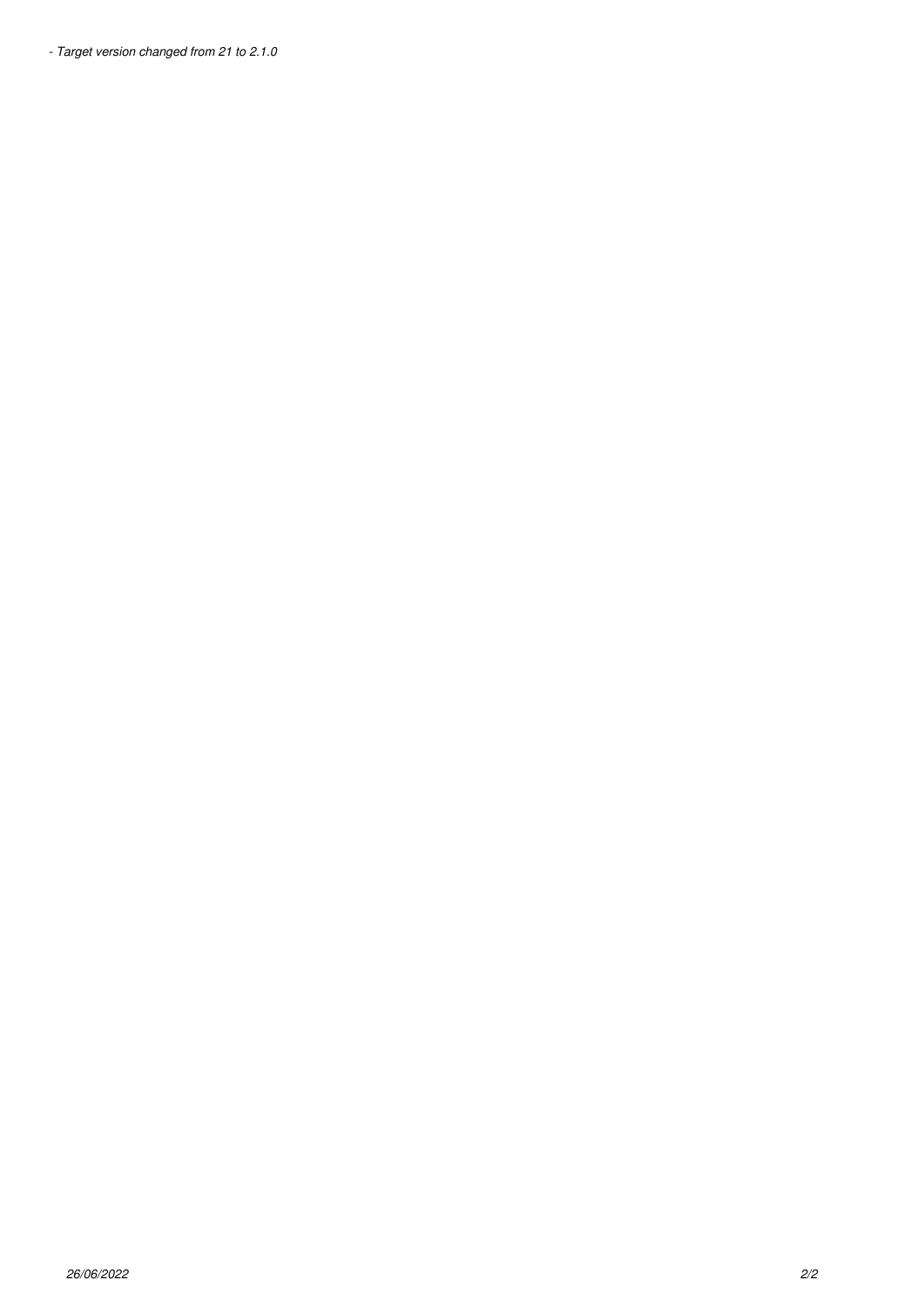- *Target version changed from 21 to 2.1.0*